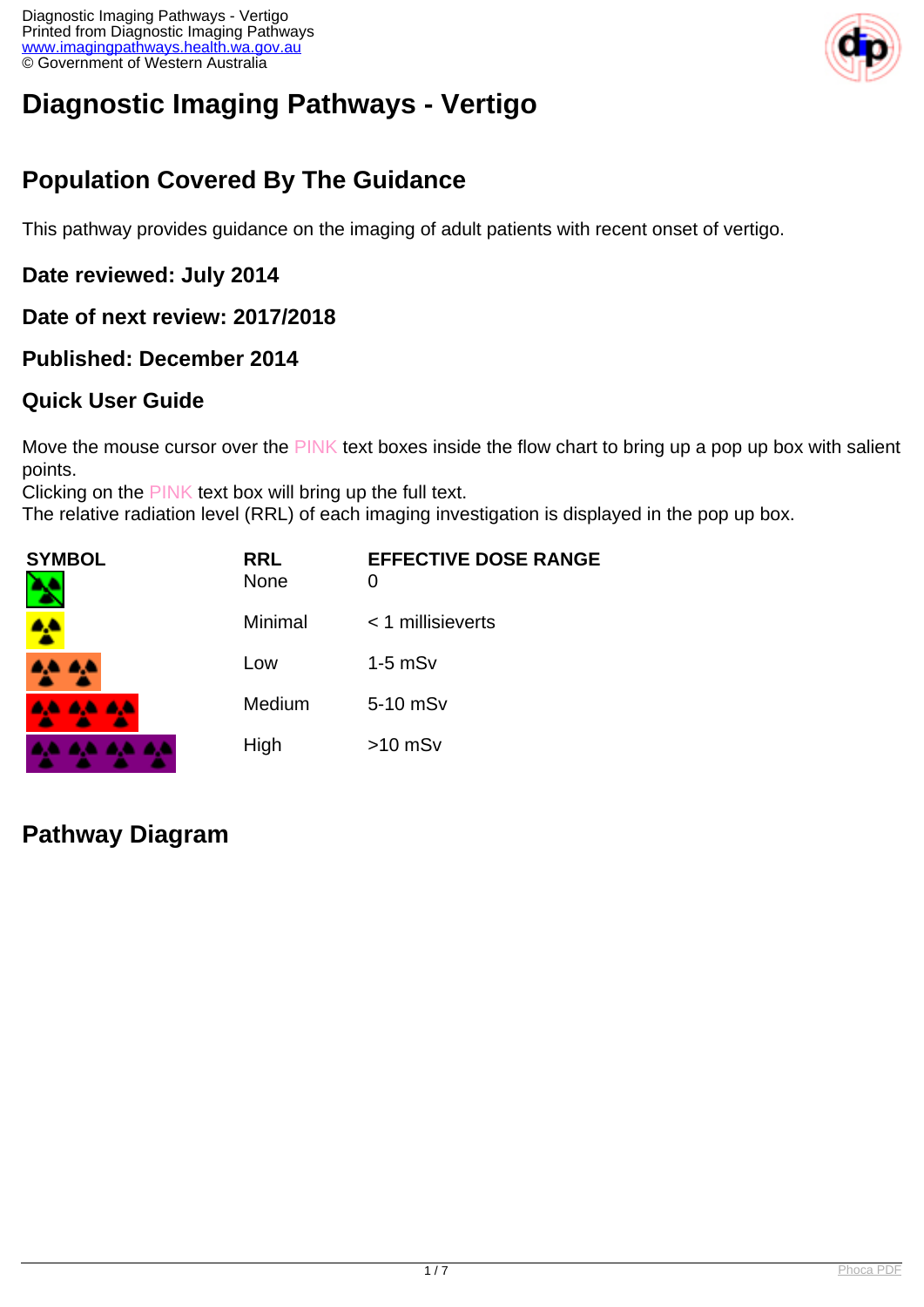# Diagnostic Imaging Pathways - Vertigo

## Population Covered By The Guidance

This pathway provides guidance on the imaging of adult patients with recent onset of vertigo.

### Date reviewed: July 2014

### Date of next review: 2017/2018

### Published: December 2014

### Quick User Guide

Move the mouse cursor over the PINK text boxes inside the flow chart to bring up a pop up box with salient points.
Clicking on the PINK text box will bring up the full text.
The relative radiation level (RRL) of each imaging investigation is displayed in the pop up box.

| SYMBOL | RRL | EFFECTIVE DOSE RANGE |
|---|---|---|
| | None | 0 |
| | Minimal | < 1 millisieverts |
| | Low | 1-5 mSv |
| | Medium | 5-10 mSv |
| | High | >10 mSv |

## Pathway Diagram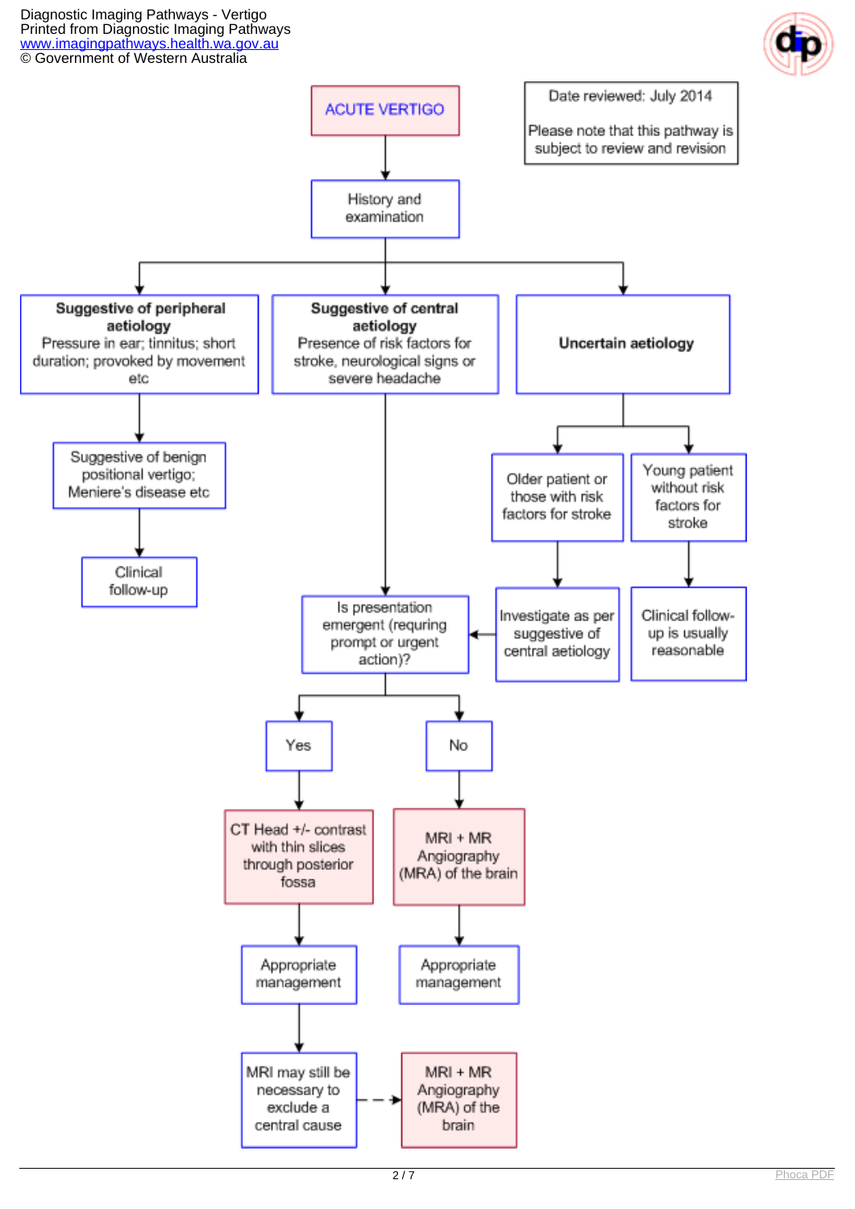Diagnostic Imaging Pathways - Vertigo
Printed from Diagnostic Imaging Pathways
www.imagingpathways.health.wa.gov.au
© Government of Western Australia

Date reviewed: July 2014

Please note that this pathway is subject to review and revision

# ACUTE VERTIGO

- History and examination
  - **Suggestive of peripheral aetiology** — Pressure in ear; tinnitus; short duration; provoked by movement etc
    - Suggestive of benign positional vertigo; Meniere's disease etc
      - Clinical follow-up
  - **Suggestive of central aetiology** — Presence of risk factors for stroke, neurological signs or severe headache
    - Is presentation emergent (requring prompt or urgent action)?
      - Yes
        - CT Head +/- contrast with thin slices through posterior fossa
          - Appropriate management
            - MRI may still be necessary to exclude a central cause
              - (dashed arrow) MRI + MR Angiography (MRA) of the brain
      - No
        - MRI + MR Angiography (MRA) of the brain
          - Appropriate management
  - **Uncertain aetiology**
    - Older patient or those with risk factors for stroke
      - Investigate as per suggestive of central aetiology (→ Is presentation emergent (requring prompt or urgent action)?)
    - Young patient without risk factors for stroke
      - Clinical follow-up is usually reasonable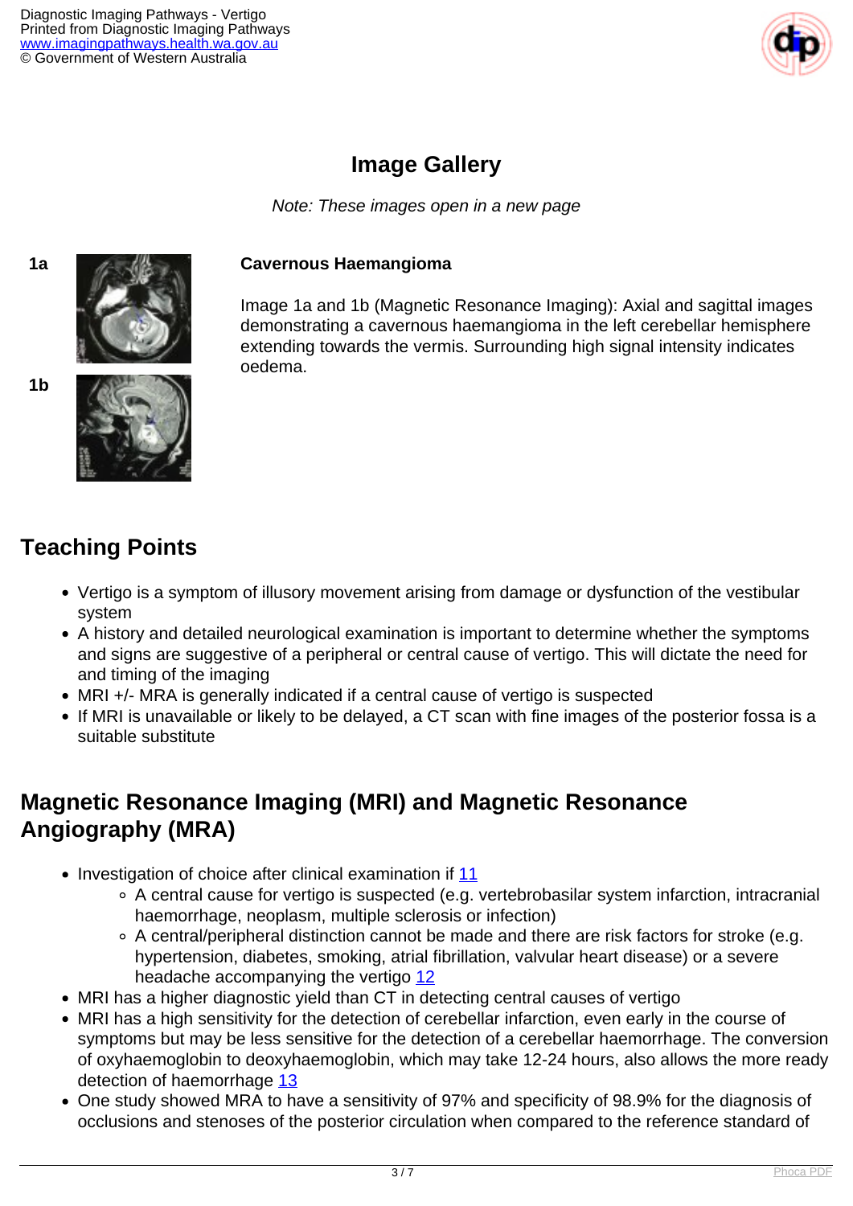## Image Gallery

*Note: These images open in a new page*

**1a**

**1b**

**Cavernous Haemangioma**

Image 1a and 1b (Magnetic Resonance Imaging): Axial and sagittal images demonstrating a cavernous haemangioma in the left cerebellar hemisphere extending towards the vermis. Surrounding high signal intensity indicates oedema.

## Teaching Points

- Vertigo is a symptom of illusory movement arising from damage or dysfunction of the vestibular system
- A history and detailed neurological examination is important to determine whether the symptoms and signs are suggestive of a peripheral or central cause of vertigo. This will dictate the need for and timing of the imaging
- MRI +/- MRA is generally indicated if a central cause of vertigo is suspected
- If MRI is unavailable or likely to be delayed, a CT scan with fine images of the posterior fossa is a suitable substitute

## Magnetic Resonance Imaging (MRI) and Magnetic Resonance Angiography (MRA)

- Investigation of choice after clinical examination if 11
  - A central cause for vertigo is suspected (e.g. vertebrobasilar system infarction, intracranial haemorrhage, neoplasm, multiple sclerosis or infection)
  - A central/peripheral distinction cannot be made and there are risk factors for stroke (e.g. hypertension, diabetes, smoking, atrial fibrillation, valvular heart disease) or a severe headache accompanying the vertigo 12
- MRI has a higher diagnostic yield than CT in detecting central causes of vertigo
- MRI has a high sensitivity for the detection of cerebellar infarction, even early in the course of symptoms but may be less sensitive for the detection of a cerebellar haemorrhage. The conversion of oxyhaemoglobin to deoxyhaemoglobin, which may take 12-24 hours, also allows the more ready detection of haemorrhage 13
- One study showed MRA to have a sensitivity of 97% and specificity of 98.9% for the diagnosis of occlusions and stenoses of the posterior circulation when compared to the reference standard of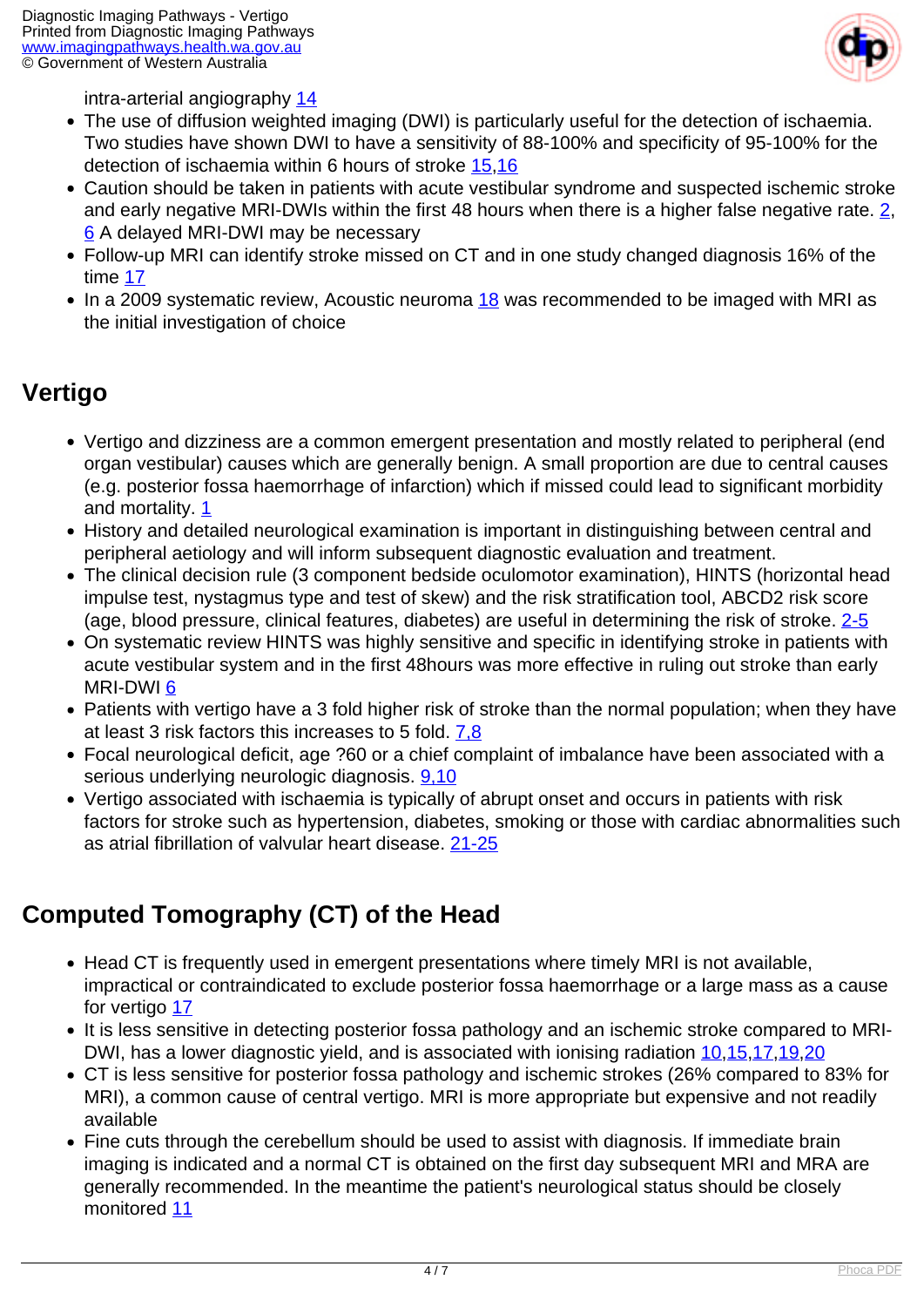intra-arterial angiography [14]

- The use of diffusion weighted imaging (DWI) is particularly useful for the detection of ischaemia. Two studies have shown DWI to have a sensitivity of 88-100% and specificity of 95-100% for the detection of ischaemia within 6 hours of stroke [15,16]
- Caution should be taken in patients with acute vestibular syndrome and suspected ischemic stroke and early negative MRI-DWIs within the first 48 hours when there is a higher false negative rate. [2], [6] A delayed MRI-DWI may be necessary
- Follow-up MRI can identify stroke missed on CT and in one study changed diagnosis 16% of the time [17]
- In a 2009 systematic review, Acoustic neuroma [18] was recommended to be imaged with MRI as the initial investigation of choice

## Vertigo

- Vertigo and dizziness are a common emergent presentation and mostly related to peripheral (end organ vestibular) causes which are generally benign. A small proportion are due to central causes (e.g. posterior fossa haemorrhage of infarction) which if missed could lead to significant morbidity and mortality. [1]
- History and detailed neurological examination is important in distinguishing between central and peripheral aetiology and will inform subsequent diagnostic evaluation and treatment.
- The clinical decision rule (3 component bedside oculomotor examination), HINTS (horizontal head impulse test, nystagmus type and test of skew) and the risk stratification tool, ABCD2 risk score (age, blood pressure, clinical features, diabetes) are useful in determining the risk of stroke. [2-5]
- On systematic review HINTS was highly sensitive and specific in identifying stroke in patients with acute vestibular system and in the first 48hours was more effective in ruling out stroke than early MRI-DWI [6]
- Patients with vertigo have a 3 fold higher risk of stroke than the normal population; when they have at least 3 risk factors this increases to 5 fold. [7,8]
- Focal neurological deficit, age ?60 or a chief complaint of imbalance have been associated with a serious underlying neurologic diagnosis. [9,10]
- Vertigo associated with ischaemia is typically of abrupt onset and occurs in patients with risk factors for stroke such as hypertension, diabetes, smoking or those with cardiac abnormalities such as atrial fibrillation of valvular heart disease. [21-25]

## Computed Tomography (CT) of the Head

- Head CT is frequently used in emergent presentations where timely MRI is not available, impractical or contraindicated to exclude posterior fossa haemorrhage or a large mass as a cause for vertigo [17]
- It is less sensitive in detecting posterior fossa pathology and an ischemic stroke compared to MRI-DWI, has a lower diagnostic yield, and is associated with ionising radiation [10,15,17,19,20]
- CT is less sensitive for posterior fossa pathology and ischemic strokes (26% compared to 83% for MRI), a common cause of central vertigo. MRI is more appropriate but expensive and not readily available
- Fine cuts through the cerebellum should be used to assist with diagnosis. If immediate brain imaging is indicated and a normal CT is obtained on the first day subsequent MRI and MRA are generally recommended. In the meantime the patient's neurological status should be closely monitored [11]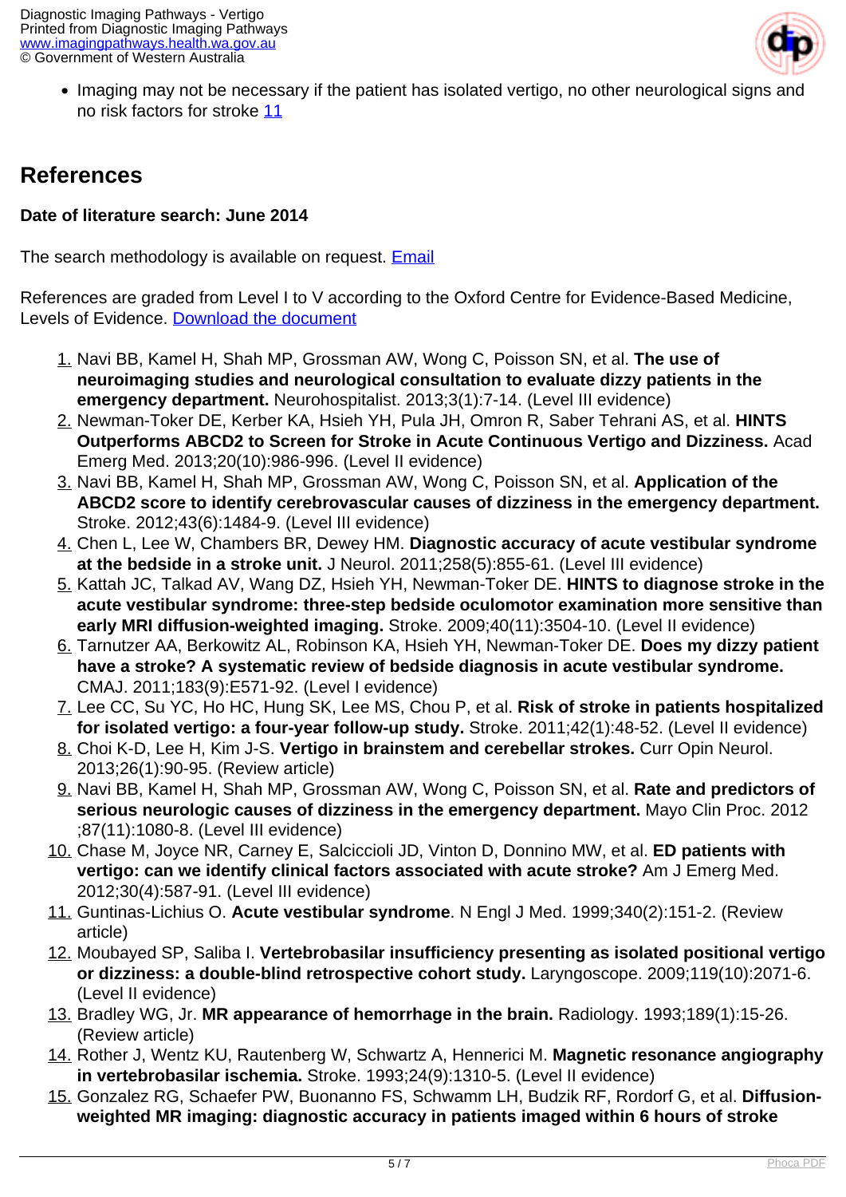- Imaging may not be necessary if the patient has isolated vertigo, no other neurological signs and no risk factors for stroke [11](#)

## References

**Date of literature search: June 2014**

The search methodology is available on request. [Email](#)

References are graded from Level I to V according to the Oxford Centre for Evidence-Based Medicine, Levels of Evidence. [Download the document](#)

1. Navi BB, Kamel H, Shah MP, Grossman AW, Wong C, Poisson SN, et al. **The use of neuroimaging studies and neurological consultation to evaluate dizzy patients in the emergency department.** Neurohospitalist. 2013;3(1):7-14. (Level III evidence)
2. Newman-Toker DE, Kerber KA, Hsieh YH, Pula JH, Omron R, Saber Tehrani AS, et al. **HINTS Outperforms ABCD2 to Screen for Stroke in Acute Continuous Vertigo and Dizziness.** Acad Emerg Med. 2013;20(10):986-996. (Level II evidence)
3. Navi BB, Kamel H, Shah MP, Grossman AW, Wong C, Poisson SN, et al. **Application of the ABCD2 score to identify cerebrovascular causes of dizziness in the emergency department.** Stroke. 2012;43(6):1484-9. (Level III evidence)
4. Chen L, Lee W, Chambers BR, Dewey HM. **Diagnostic accuracy of acute vestibular syndrome at the bedside in a stroke unit.** J Neurol. 2011;258(5):855-61. (Level III evidence)
5. Kattah JC, Talkad AV, Wang DZ, Hsieh YH, Newman-Toker DE. **HINTS to diagnose stroke in the acute vestibular syndrome: three-step bedside oculomotor examination more sensitive than early MRI diffusion-weighted imaging.** Stroke. 2009;40(11):3504-10. (Level II evidence)
6. Tarnutzer AA, Berkowitz AL, Robinson KA, Hsieh YH, Newman-Toker DE. **Does my dizzy patient have a stroke? A systematic review of bedside diagnosis in acute vestibular syndrome.** CMAJ. 2011;183(9):E571-92. (Level I evidence)
7. Lee CC, Su YC, Ho HC, Hung SK, Lee MS, Chou P, et al. **Risk of stroke in patients hospitalized for isolated vertigo: a four-year follow-up study.** Stroke. 2011;42(1):48-52. (Level II evidence)
8. Choi K-D, Lee H, Kim J-S. **Vertigo in brainstem and cerebellar strokes.** Curr Opin Neurol. 2013;26(1):90-95. (Review article)
9. Navi BB, Kamel H, Shah MP, Grossman AW, Wong C, Poisson SN, et al. **Rate and predictors of serious neurologic causes of dizziness in the emergency department.** Mayo Clin Proc. 2012 ;87(11):1080-8. (Level III evidence)
10. Chase M, Joyce NR, Carney E, Salciccioli JD, Vinton D, Donnino MW, et al. **ED patients with vertigo: can we identify clinical factors associated with acute stroke?** Am J Emerg Med. 2012;30(4):587-91. (Level III evidence)
11. Guntinas-Lichius O. **Acute vestibular syndrome**. N Engl J Med. 1999;340(2):151-2. (Review article)
12. Moubayed SP, Saliba I. **Vertebrobasilar insufficiency presenting as isolated positional vertigo or dizziness: a double-blind retrospective cohort study.** Laryngoscope. 2009;119(10):2071-6. (Level II evidence)
13. Bradley WG, Jr. **MR appearance of hemorrhage in the brain.** Radiology. 1993;189(1):15-26. (Review article)
14. Rother J, Wentz KU, Rautenberg W, Schwartz A, Hennerici M. **Magnetic resonance angiography in vertebrobasilar ischemia.** Stroke. 1993;24(9):1310-5. (Level II evidence)
15. Gonzalez RG, Schaefer PW, Buonanno FS, Schwamm LH, Budzik RF, Rordorf G, et al. **Diffusion-weighted MR imaging: diagnostic accuracy in patients imaged within 6 hours of stroke**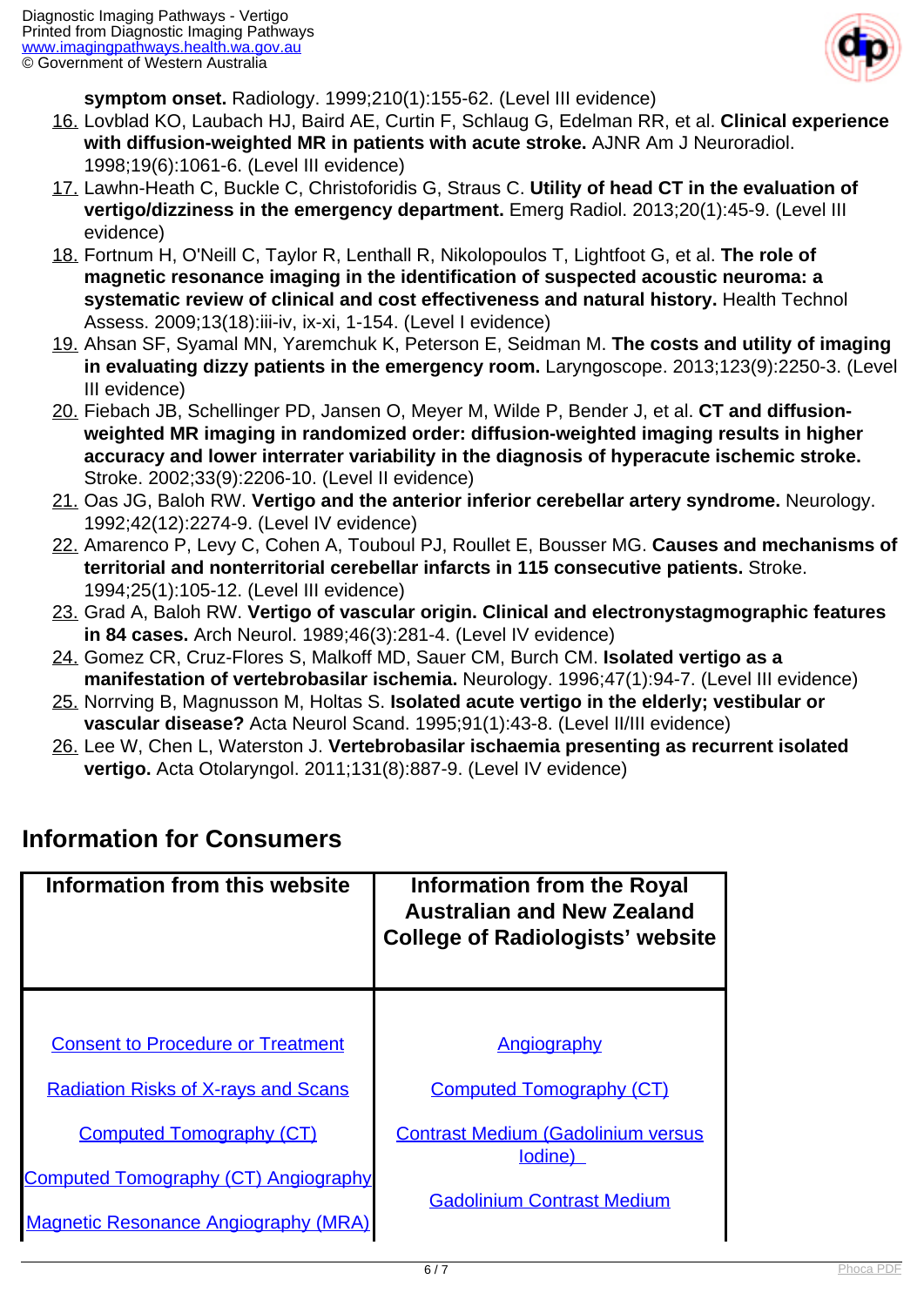**symptom onset.** Radiology. 1999;210(1):155-62. (Level III evidence)

16. Lovblad KO, Laubach HJ, Baird AE, Curtin F, Schlaug G, Edelman RR, et al. **Clinical experience with diffusion-weighted MR in patients with acute stroke.** AJNR Am J Neuroradiol. 1998;19(6):1061-6. (Level III evidence)
17. Lawhn-Heath C, Buckle C, Christoforidis G, Straus C. **Utility of head CT in the evaluation of vertigo/dizziness in the emergency department.** Emerg Radiol. 2013;20(1):45-9. (Level III evidence)
18. Fortnum H, O'Neill C, Taylor R, Lenthall R, Nikolopoulos T, Lightfoot G, et al. **The role of magnetic resonance imaging in the identification of suspected acoustic neuroma: a systematic review of clinical and cost effectiveness and natural history.** Health Technol Assess. 2009;13(18):iii-iv, ix-xi, 1-154. (Level I evidence)
19. Ahsan SF, Syamal MN, Yaremchuk K, Peterson E, Seidman M. **The costs and utility of imaging in evaluating dizzy patients in the emergency room.** Laryngoscope. 2013;123(9):2250-3. (Level III evidence)
20. Fiebach JB, Schellinger PD, Jansen O, Meyer M, Wilde P, Bender J, et al. **CT and diffusion-weighted MR imaging in randomized order: diffusion-weighted imaging results in higher accuracy and lower interrater variability in the diagnosis of hyperacute ischemic stroke.** Stroke. 2002;33(9):2206-10. (Level II evidence)
21. Oas JG, Baloh RW. **Vertigo and the anterior inferior cerebellar artery syndrome.** Neurology. 1992;42(12):2274-9. (Level IV evidence)
22. Amarenco P, Levy C, Cohen A, Touboul PJ, Roullet E, Bousser MG. **Causes and mechanisms of territorial and nonterritorial cerebellar infarcts in 115 consecutive patients.** Stroke. 1994;25(1):105-12. (Level III evidence)
23. Grad A, Baloh RW. **Vertigo of vascular origin. Clinical and electronystagmographic features in 84 cases.** Arch Neurol. 1989;46(3):281-4. (Level IV evidence)
24. Gomez CR, Cruz-Flores S, Malkoff MD, Sauer CM, Burch CM. **Isolated vertigo as a manifestation of vertebrobasilar ischemia.** Neurology. 1996;47(1):94-7. (Level III evidence)
25. Norrving B, Magnusson M, Holtas S. **Isolated acute vertigo in the elderly; vestibular or vascular disease?** Acta Neurol Scand. 1995;91(1):43-8. (Level II/III evidence)
26. Lee W, Chen L, Waterston J. **Vertebrobasilar ischaemia presenting as recurrent isolated vertigo.** Acta Otolaryngol. 2011;131(8):887-9. (Level IV evidence)

## Information for Consumers

| Information from this website | Information from the Royal Australian and New Zealand College of Radiologists' website |
|---|---|
| Consent to Procedure or Treatment | Angiography |
| Radiation Risks of X-rays and Scans | Computed Tomography (CT) |
| Computed Tomography (CT) | Contrast Medium (Gadolinium versus Iodine) |
| Computed Tomography (CT) Angiography | Gadolinium Contrast Medium |
| Magnetic Resonance Angiography (MRA) | |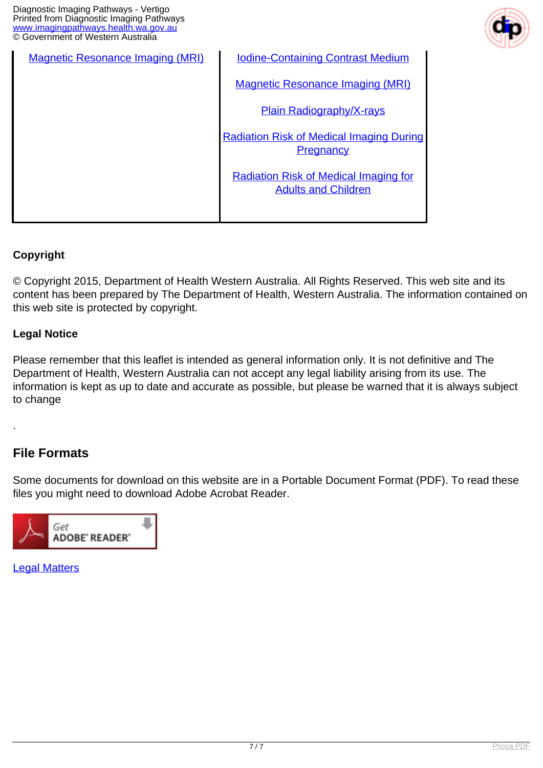| | |
|---|---|
| Magnetic Resonance Imaging (MRI) | Iodine-Containing Contrast Medium<br><br>Magnetic Resonance Imaging (MRI)<br><br>Plain Radiography/X-rays<br><br>Radiation Risk of Medical Imaging During Pregnancy<br><br>Radiation Risk of Medical Imaging for Adults and Children |

**Copyright**

© Copyright 2015, Department of Health Western Australia. All Rights Reserved. This web site and its content has been prepared by The Department of Health, Western Australia. The information contained on this web site is protected by copyright.

**Legal Notice**

Please remember that this leaflet is intended as general information only. It is not definitive and The Department of Health, Western Australia can not accept any legal liability arising from its use. The information is kept as up to date and accurate as possible, but please be warned that it is always subject to change

.

## File Formats

Some documents for download on this website are in a Portable Document Format (PDF). To read these files you might need to download Adobe Acrobat Reader.

Get ADOBE® READER®

Legal Matters